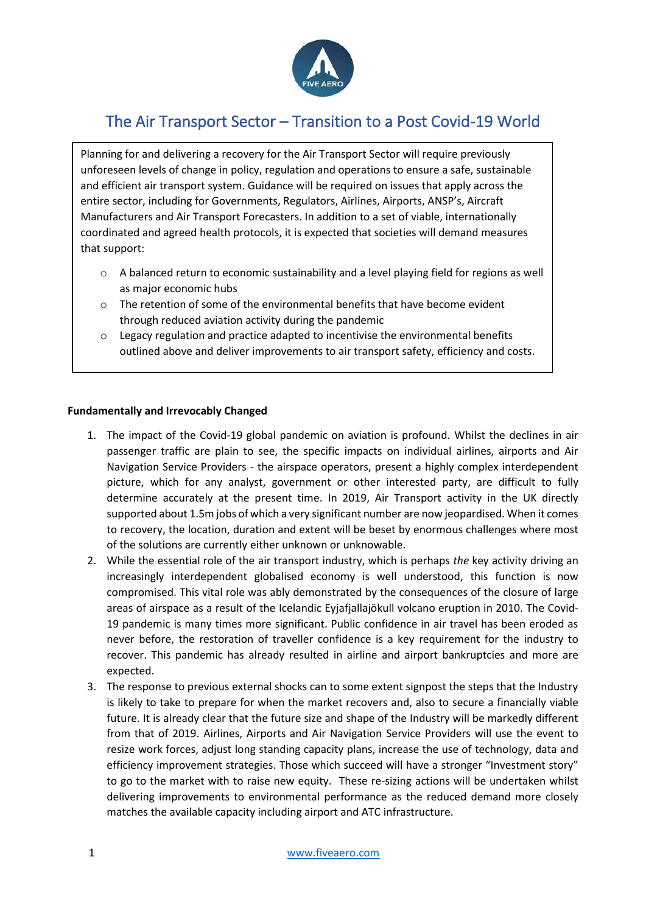# The Air Transport Sector – Transition to a Post Covid-19 World

Planning for and delivering a recovery for the Air Transport Sector will require previously unforeseen levels of change in policy, regulation and operations to ensure a safe, sustainable and efficient air transport system. Guidance will be required on issues that apply across the entire sector, including for Governments, Regulators, Airlines, Airports, ANSP's, Aircraft Manufacturers and Air Transport Forecasters. In addition to a set of viable, internationally coordinated and agreed health protocols, it is expected that societies will demand measures that support:

- A balanced return to economic sustainability and a level playing field for regions as well as major economic hubs
- The retention of some of the environmental benefits that have become evident through reduced aviation activity during the pandemic
- Legacy regulation and practice adapted to incentivise the environmental benefits outlined above and deliver improvements to air transport safety, efficiency and costs.

**Fundamentally and Irrevocably Changed**

1. The impact of the Covid-19 global pandemic on aviation is profound. Whilst the declines in air passenger traffic are plain to see, the specific impacts on individual airlines, airports and Air Navigation Service Providers - the airspace operators, present a highly complex interdependent picture, which for any analyst, government or other interested party, are difficult to fully determine accurately at the present time. In 2019, Air Transport activity in the UK directly supported about 1.5m jobs of which a very significant number are now jeopardised. When it comes to recovery, the location, duration and extent will be beset by enormous challenges where most of the solutions are currently either unknown or unknowable.
2. While the essential role of the air transport industry, which is perhaps *the* key activity driving an increasingly interdependent globalised economy is well understood, this function is now compromised. This vital role was ably demonstrated by the consequences of the closure of large areas of airspace as a result of the Icelandic Eyjafjallajökull volcano eruption in 2010. The Covid-19 pandemic is many times more significant. Public confidence in air travel has been eroded as never before, the restoration of traveller confidence is a key requirement for the industry to recover. This pandemic has already resulted in airline and airport bankruptcies and more are expected.
3. The response to previous external shocks can to some extent signpost the steps that the Industry is likely to take to prepare for when the market recovers and, also to secure a financially viable future. It is already clear that the future size and shape of the Industry will be markedly different from that of 2019. Airlines, Airports and Air Navigation Service Providers will use the event to resize work forces, adjust long standing capacity plans, increase the use of technology, data and efficiency improvement strategies. Those which succeed will have a stronger "Investment story" to go to the market with to raise new equity. These re-sizing actions will be undertaken whilst delivering improvements to environmental performance as the reduced demand more closely matches the available capacity including airport and ATC infrastructure.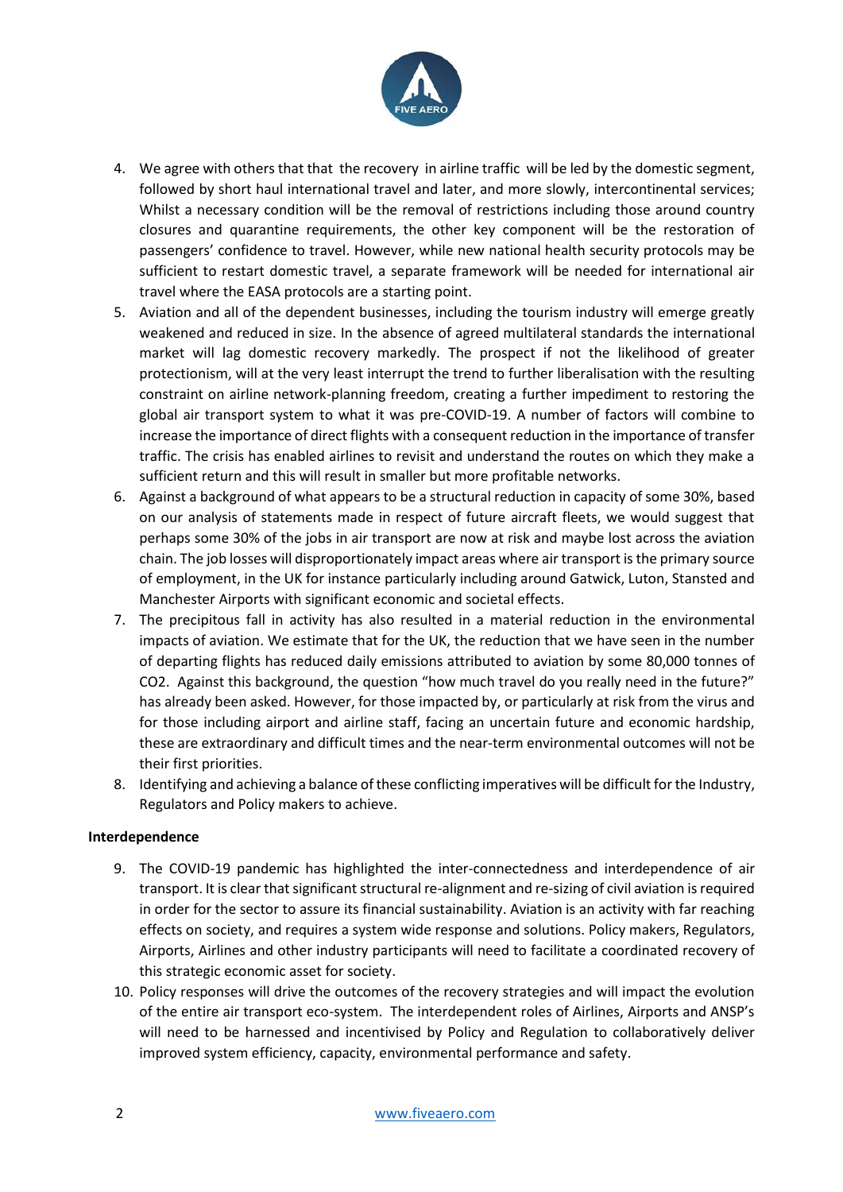4. We agree with others that that the recovery in airline traffic will be led by the domestic segment, followed by short haul international travel and later, and more slowly, intercontinental services; Whilst a necessary condition will be the removal of restrictions including those around country closures and quarantine requirements, the other key component will be the restoration of passengers' confidence to travel. However, while new national health security protocols may be sufficient to restart domestic travel, a separate framework will be needed for international air travel where the EASA protocols are a starting point.
5. Aviation and all of the dependent businesses, including the tourism industry will emerge greatly weakened and reduced in size. In the absence of agreed multilateral standards the international market will lag domestic recovery markedly. The prospect if not the likelihood of greater protectionism, will at the very least interrupt the trend to further liberalisation with the resulting constraint on airline network-planning freedom, creating a further impediment to restoring the global air transport system to what it was pre-COVID-19. A number of factors will combine to increase the importance of direct flights with a consequent reduction in the importance of transfer traffic. The crisis has enabled airlines to revisit and understand the routes on which they make a sufficient return and this will result in smaller but more profitable networks.
6. Against a background of what appears to be a structural reduction in capacity of some 30%, based on our analysis of statements made in respect of future aircraft fleets, we would suggest that perhaps some 30% of the jobs in air transport are now at risk and maybe lost across the aviation chain. The job losses will disproportionately impact areas where air transport is the primary source of employment, in the UK for instance particularly including around Gatwick, Luton, Stansted and Manchester Airports with significant economic and societal effects.
7. The precipitous fall in activity has also resulted in a material reduction in the environmental impacts of aviation. We estimate that for the UK, the reduction that we have seen in the number of departing flights has reduced daily emissions attributed to aviation by some 80,000 tonnes of $CO_2$. Against this background, the question "how much travel do you really need in the future?" has already been asked. However, for those impacted by, or particularly at risk from the virus and for those including airport and airline staff, facing an uncertain future and economic hardship, these are extraordinary and difficult times and the near-term environmental outcomes will not be their first priorities.
8. Identifying and achieving a balance of these conflicting imperatives will be difficult for the Industry, Regulators and Policy makers to achieve.

**Interdependence**

9. The COVID-19 pandemic has highlighted the inter-connectedness and interdependence of air transport. It is clear that significant structural re-alignment and re-sizing of civil aviation is required in order for the sector to assure its financial sustainability. Aviation is an activity with far reaching effects on society, and requires a system wide response and solutions. Policy makers, Regulators, Airports, Airlines and other industry participants will need to facilitate a coordinated recovery of this strategic economic asset for society.
10. Policy responses will drive the outcomes of the recovery strategies and will impact the evolution of the entire air transport eco-system. The interdependent roles of Airlines, Airports and ANSP's will need to be harnessed and incentivised by Policy and Regulation to collaboratively deliver improved system efficiency, capacity, environmental performance and safety.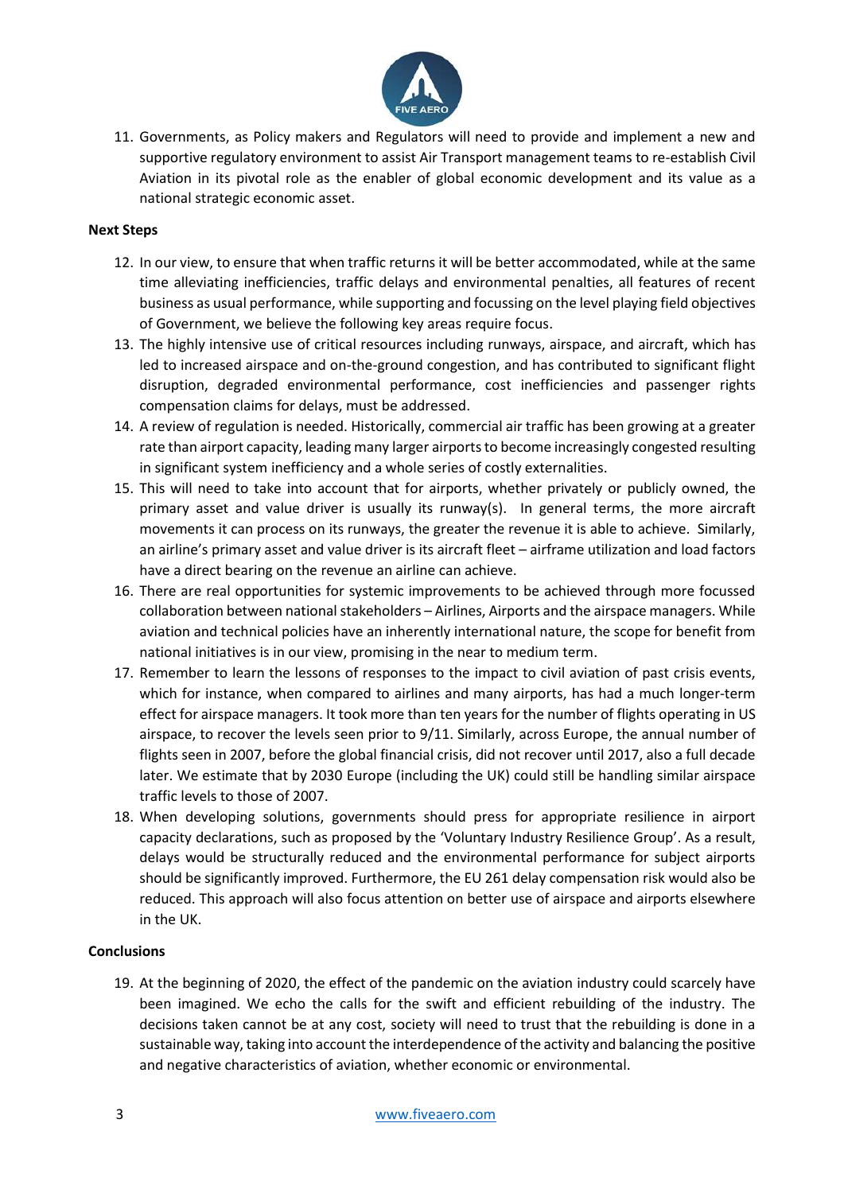11. Governments, as Policy makers and Regulators will need to provide and implement a new and supportive regulatory environment to assist Air Transport management teams to re-establish Civil Aviation in its pivotal role as the enabler of global economic development and its value as a national strategic economic asset.

**Next Steps**

12. In our view, to ensure that when traffic returns it will be better accommodated, while at the same time alleviating inefficiencies, traffic delays and environmental penalties, all features of recent business as usual performance, while supporting and focussing on the level playing field objectives of Government, we believe the following key areas require focus.
13. The highly intensive use of critical resources including runways, airspace, and aircraft, which has led to increased airspace and on-the-ground congestion, and has contributed to significant flight disruption, degraded environmental performance, cost inefficiencies and passenger rights compensation claims for delays, must be addressed.
14. A review of regulation is needed. Historically, commercial air traffic has been growing at a greater rate than airport capacity, leading many larger airports to become increasingly congested resulting in significant system inefficiency and a whole series of costly externalities.
15. This will need to take into account that for airports, whether privately or publicly owned, the primary asset and value driver is usually its runway(s). In general terms, the more aircraft movements it can process on its runways, the greater the revenue it is able to achieve. Similarly, an airline's primary asset and value driver is its aircraft fleet – airframe utilization and load factors have a direct bearing on the revenue an airline can achieve.
16. There are real opportunities for systemic improvements to be achieved through more focussed collaboration between national stakeholders – Airlines, Airports and the airspace managers. While aviation and technical policies have an inherently international nature, the scope for benefit from national initiatives is in our view, promising in the near to medium term.
17. Remember to learn the lessons of responses to the impact to civil aviation of past crisis events, which for instance, when compared to airlines and many airports, has had a much longer-term effect for airspace managers. It took more than ten years for the number of flights operating in US airspace, to recover the levels seen prior to 9/11. Similarly, across Europe, the annual number of flights seen in 2007, before the global financial crisis, did not recover until 2017, also a full decade later. We estimate that by 2030 Europe (including the UK) could still be handling similar airspace traffic levels to those of 2007.
18. When developing solutions, governments should press for appropriate resilience in airport capacity declarations, such as proposed by the 'Voluntary Industry Resilience Group'. As a result, delays would be structurally reduced and the environmental performance for subject airports should be significantly improved. Furthermore, the EU 261 delay compensation risk would also be reduced. This approach will also focus attention on better use of airspace and airports elsewhere in the UK.

**Conclusions**

19. At the beginning of 2020, the effect of the pandemic on the aviation industry could scarcely have been imagined. We echo the calls for the swift and efficient rebuilding of the industry. The decisions taken cannot be at any cost, society will need to trust that the rebuilding is done in a sustainable way, taking into account the interdependence of the activity and balancing the positive and negative characteristics of aviation, whether economic or environmental.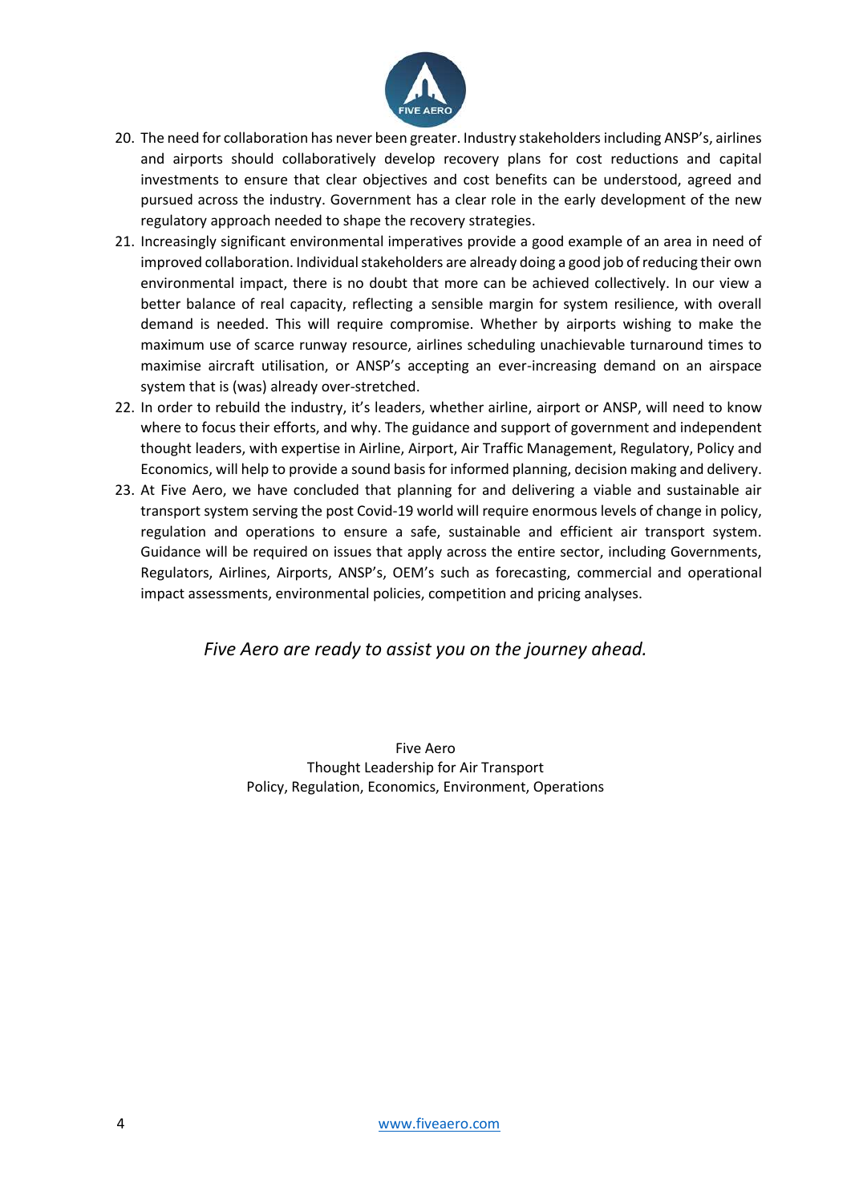20. The need for collaboration has never been greater. Industry stakeholders including ANSP's, airlines and airports should collaboratively develop recovery plans for cost reductions and capital investments to ensure that clear objectives and cost benefits can be understood, agreed and pursued across the industry. Government has a clear role in the early development of the new regulatory approach needed to shape the recovery strategies.
21. Increasingly significant environmental imperatives provide a good example of an area in need of improved collaboration. Individual stakeholders are already doing a good job of reducing their own environmental impact, there is no doubt that more can be achieved collectively. In our view a better balance of real capacity, reflecting a sensible margin for system resilience, with overall demand is needed. This will require compromise. Whether by airports wishing to make the maximum use of scarce runway resource, airlines scheduling unachievable turnaround times to maximise aircraft utilisation, or ANSP's accepting an ever-increasing demand on an airspace system that is (was) already over-stretched.
22. In order to rebuild the industry, it's leaders, whether airline, airport or ANSP, will need to know where to focus their efforts, and why. The guidance and support of government and independent thought leaders, with expertise in Airline, Airport, Air Traffic Management, Regulatory, Policy and Economics, will help to provide a sound basis for informed planning, decision making and delivery.
23. At Five Aero, we have concluded that planning for and delivering a viable and sustainable air transport system serving the post Covid-19 world will require enormous levels of change in policy, regulation and operations to ensure a safe, sustainable and efficient air transport system. Guidance will be required on issues that apply across the entire sector, including Governments, Regulators, Airlines, Airports, ANSP's, OEM's such as forecasting, commercial and operational impact assessments, environmental policies, competition and pricing analyses.

*Five Aero are ready to assist you on the journey ahead.*

Five Aero
Thought Leadership for Air Transport
Policy, Regulation, Economics, Environment, Operations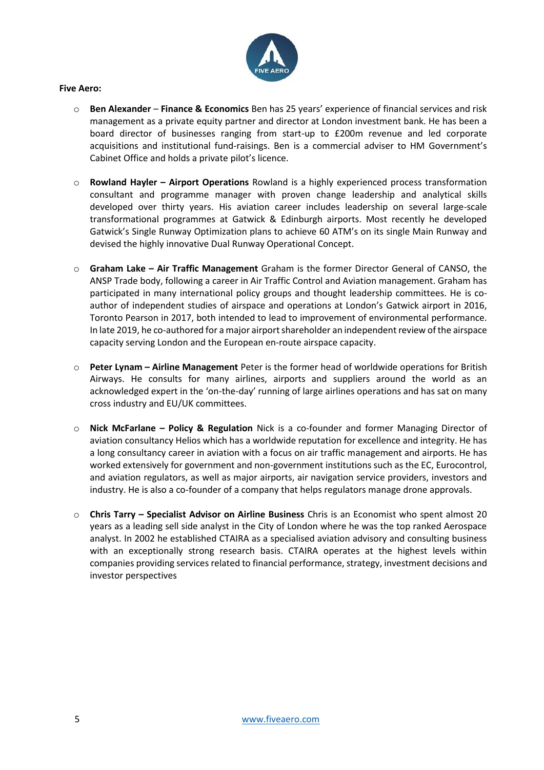**Five Aero:**

- **Ben Alexander** – **Finance & Economics** Ben has 25 years' experience of financial services and risk management as a private equity partner and director at London investment bank. He has been a board director of businesses ranging from start-up to £200m revenue and led corporate acquisitions and institutional fund-raisings. Ben is a commercial adviser to HM Government's Cabinet Office and holds a private pilot's licence.

- **Rowland Hayler – Airport Operations** Rowland is a highly experienced process transformation consultant and programme manager with proven change leadership and analytical skills developed over thirty years. His aviation career includes leadership on several large-scale transformational programmes at Gatwick & Edinburgh airports. Most recently he developed Gatwick's Single Runway Optimization plans to achieve 60 ATM's on its single Main Runway and devised the highly innovative Dual Runway Operational Concept.

- **Graham Lake – Air Traffic Management** Graham is the former Director General of CANSO, the ANSP Trade body, following a career in Air Traffic Control and Aviation management. Graham has participated in many international policy groups and thought leadership committees. He is co-author of independent studies of airspace and operations at London's Gatwick airport in 2016, Toronto Pearson in 2017, both intended to lead to improvement of environmental performance. In late 2019, he co-authored for a major airport shareholder an independent review of the airspace capacity serving London and the European en-route airspace capacity.

- **Peter Lynam – Airline Management** Peter is the former head of worldwide operations for British Airways. He consults for many airlines, airports and suppliers around the world as an acknowledged expert in the 'on-the-day' running of large airlines operations and has sat on many cross industry and EU/UK committees.

- **Nick McFarlane – Policy & Regulation** Nick is a co-founder and former Managing Director of aviation consultancy Helios which has a worldwide reputation for excellence and integrity. He has a long consultancy career in aviation with a focus on air traffic management and airports. He has worked extensively for government and non-government institutions such as the EC, Eurocontrol, and aviation regulators, as well as major airports, air navigation service providers, investors and industry. He is also a co-founder of a company that helps regulators manage drone approvals.

- **Chris Tarry – Specialist Advisor on Airline Business** Chris is an Economist who spent almost 20 years as a leading sell side analyst in the City of London where he was the top ranked Aerospace analyst. In 2002 he established CTAIRA as a specialised aviation advisory and consulting business with an exceptionally strong research basis. CTAIRA operates at the highest levels within companies providing services related to financial performance, strategy, investment decisions and investor perspectives

www.fiveaero.com